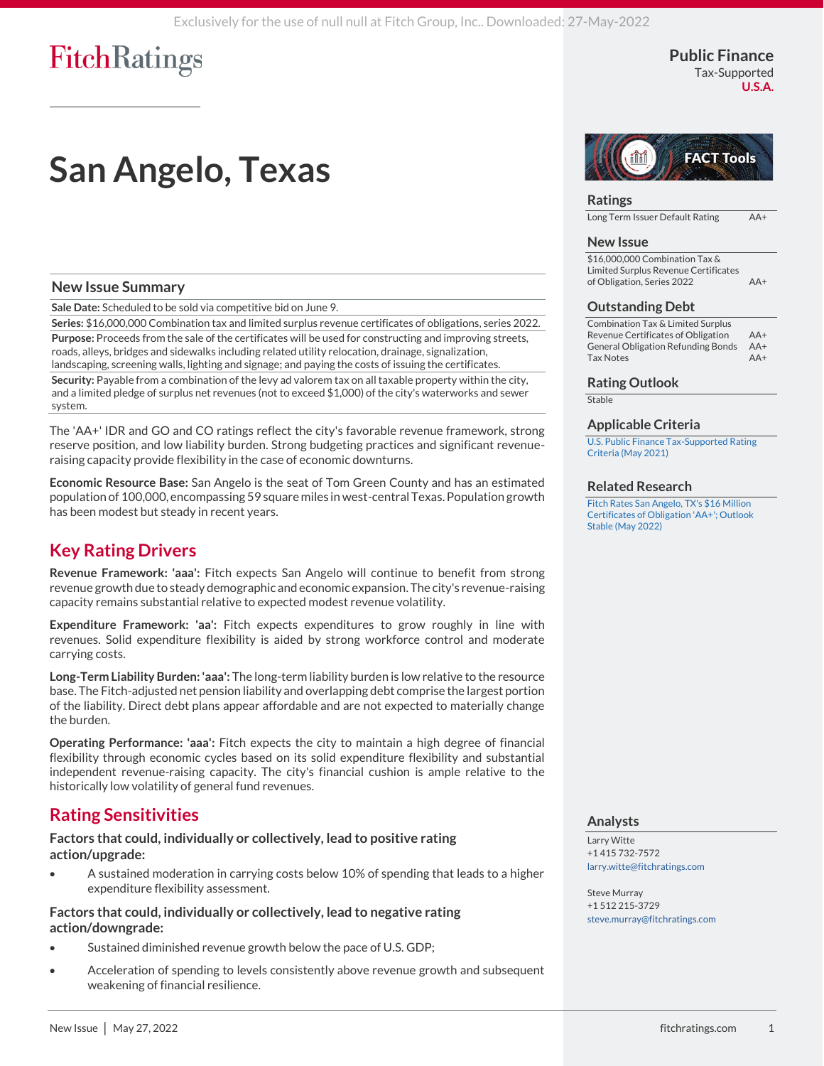# San Angelo, Texas

**Public Finance**
Tax-Supported
**U.S.A.**

## New Issue Summary

**Sale Date:** Scheduled to be sold via competitive bid on June 9.

**Series:** $16,000,000 Combination tax and limited surplus revenue certificates of obligations, series 2022.

**Purpose:** Proceeds from the sale of the certificates will be used for constructing and improving streets, roads, alleys, bridges and sidewalks including related utility relocation, drainage, signalization, landscaping, screening walls, lighting and signage; and paying the costs of issuing the certificates.

**Security:** Payable from a combination of the levy ad valorem tax on all taxable property within the city, and a limited pledge of surplus net revenues (not to exceed $1,000) of the city's waterworks and sewer system.

The 'AA+' IDR and GO and CO ratings reflect the city's favorable revenue framework, strong reserve position, and low liability burden. Strong budgeting practices and significant revenue-raising capacity provide flexibility in the case of economic downturns.

**Economic Resource Base:** San Angelo is the seat of Tom Green County and has an estimated population of 100,000, encompassing 59 square miles in west-central Texas. Population growth has been modest but steady in recent years.

## Key Rating Drivers

**Revenue Framework: 'aaa':** Fitch expects San Angelo will continue to benefit from strong revenue growth due to steady demographic and economic expansion. The city's revenue-raising capacity remains substantial relative to expected modest revenue volatility.

**Expenditure Framework: 'aa':** Fitch expects expenditures to grow roughly in line with revenues. Solid expenditure flexibility is aided by strong workforce control and moderate carrying costs.

**Long-Term Liability Burden: 'aaa':** The long-term liability burden is low relative to the resource base. The Fitch-adjusted net pension liability and overlapping debt comprise the largest portion of the liability. Direct debt plans appear affordable and are not expected to materially change the burden.

**Operating Performance: 'aaa':** Fitch expects the city to maintain a high degree of financial flexibility through economic cycles based on its solid expenditure flexibility and substantial independent revenue-raising capacity. The city's financial cushion is ample relative to the historically low volatility of general fund revenues.

## Rating Sensitivities

### Factors that could, individually or collectively, lead to positive rating action/upgrade:

- A sustained moderation in carrying costs below 10% of spending that leads to a higher expenditure flexibility assessment.

### Factors that could, individually or collectively, lead to negative rating action/downgrade:

- Sustained diminished revenue growth below the pace of U.S. GDP;
- Acceleration of spending to levels consistently above revenue growth and subsequent weakening of financial resilience.

## Ratings

| | |
|---|---|
| Long Term Issuer Default Rating | AA+ |

## New Issue

| | |
|---|---|
| $16,000,000 Combination Tax & Limited Surplus Revenue Certificates of Obligation, Series 2022 | AA+ |

## Outstanding Debt

| | |
|---|---|
| Combination Tax & Limited Surplus Revenue Certificates of Obligation | AA+ |
| General Obligation Refunding Bonds | AA+ |
| Tax Notes | AA+ |

## Rating Outlook

Stable

## Applicable Criteria

U.S. Public Finance Tax-Supported Rating Criteria (May 2021)

## Related Research

Fitch Rates San Angelo, TX's $16 Million Certificates of Obligation 'AA+'; Outlook Stable (May 2022)

## Analysts

Larry Witte
+1 415 732-7572
larry.witte@fitchratings.com

Steve Murray
+1 512 215-3729
steve.murray@fitchratings.com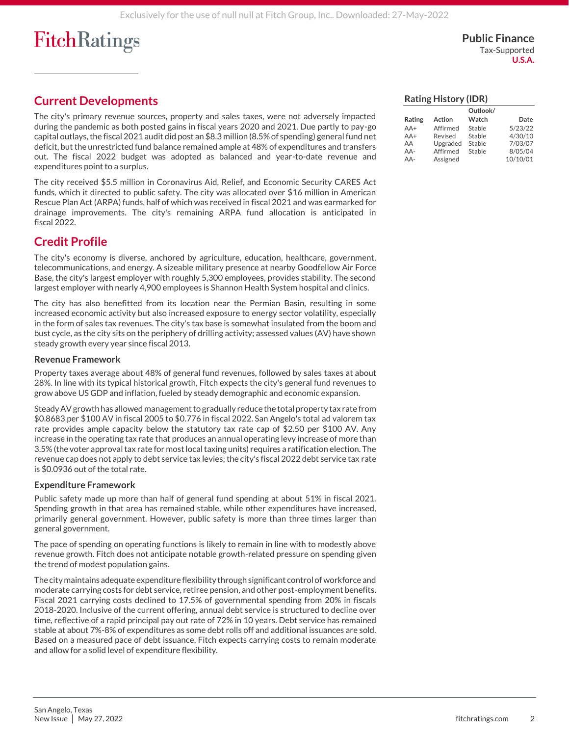## Current Developments

The city's primary revenue sources, property and sales taxes, were not adversely impacted during the pandemic as both posted gains in fiscal years 2020 and 2021. Due partly to pay-go capital outlays, the fiscal 2021 audit did post an $8.3 million (8.5% of spending) general fund net deficit, but the unrestricted fund balance remained ample at 48% of expenditures and transfers out. The fiscal 2022 budget was adopted as balanced and year-to-date revenue and expenditures point to a surplus.

The city received $5.5 million in Coronavirus Aid, Relief, and Economic Security CARES Act funds, which it directed to public safety. The city was allocated over $16 million in American Rescue Plan Act (ARPA) funds, half of which was received in fiscal 2021 and was earmarked for drainage improvements. The city's remaining ARPA fund allocation is anticipated in fiscal 2022.

### Rating History (IDR)

| Rating | Action | Outlook/ Watch | Date |
|---|---|---|---|
| AA+ | Affirmed | Stable | 5/23/22 |
| AA+ | Revised | Stable | 4/30/10 |
| AA | Upgraded | Stable | 7/03/07 |
| AA- | Affirmed | Stable | 8/05/04 |
| AA- | Assigned | | 10/10/01 |

## Credit Profile

The city's economy is diverse, anchored by agriculture, education, healthcare, government, telecommunications, and energy. A sizeable military presence at nearby Goodfellow Air Force Base, the city's largest employer with roughly 5,300 employees, provides stability. The second largest employer with nearly 4,900 employees is Shannon Health System hospital and clinics.

The city has also benefitted from its location near the Permian Basin, resulting in some increased economic activity but also increased exposure to energy sector volatility, especially in the form of sales tax revenues. The city's tax base is somewhat insulated from the boom and bust cycle, as the city sits on the periphery of drilling activity; assessed values (AV) have shown steady growth every year since fiscal 2013.

### Revenue Framework

Property taxes average about 48% of general fund revenues, followed by sales taxes at about 28%. In line with its typical historical growth, Fitch expects the city's general fund revenues to grow above US GDP and inflation, fueled by steady demographic and economic expansion.

Steady AV growth has allowed management to gradually reduce the total property tax rate from $0.8683 per $100 AV in fiscal 2005 to $0.776 in fiscal 2022. San Angelo's total ad valorem tax rate provides ample capacity below the statutory tax rate cap of $2.50 per $100 AV. Any increase in the operating tax rate that produces an annual operating levy increase of more than 3.5% (the voter approval tax rate for most local taxing units) requires a ratification election. The revenue cap does not apply to debt service tax levies; the city's fiscal 2022 debt service tax rate is $0.0936 out of the total rate.

### Expenditure Framework

Public safety made up more than half of general fund spending at about 51% in fiscal 2021. Spending growth in that area has remained stable, while other expenditures have increased, primarily general government. However, public safety is more than three times larger than general government.

The pace of spending on operating functions is likely to remain in line with to modestly above revenue growth. Fitch does not anticipate notable growth-related pressure on spending given the trend of modest population gains.

The city maintains adequate expenditure flexibility through significant control of workforce and moderate carrying costs for debt service, retiree pension, and other post-employment benefits. Fiscal 2021 carrying costs declined to 17.5% of governmental spending from 20% in fiscals 2018-2020. Inclusive of the current offering, annual debt service is structured to decline over time, reflective of a rapid principal pay out rate of 72% in 10 years. Debt service has remained stable at about 7%-8% of expenditures as some debt rolls off and additional issuances are sold. Based on a measured pace of debt issuance, Fitch expects carrying costs to remain moderate and allow for a solid level of expenditure flexibility.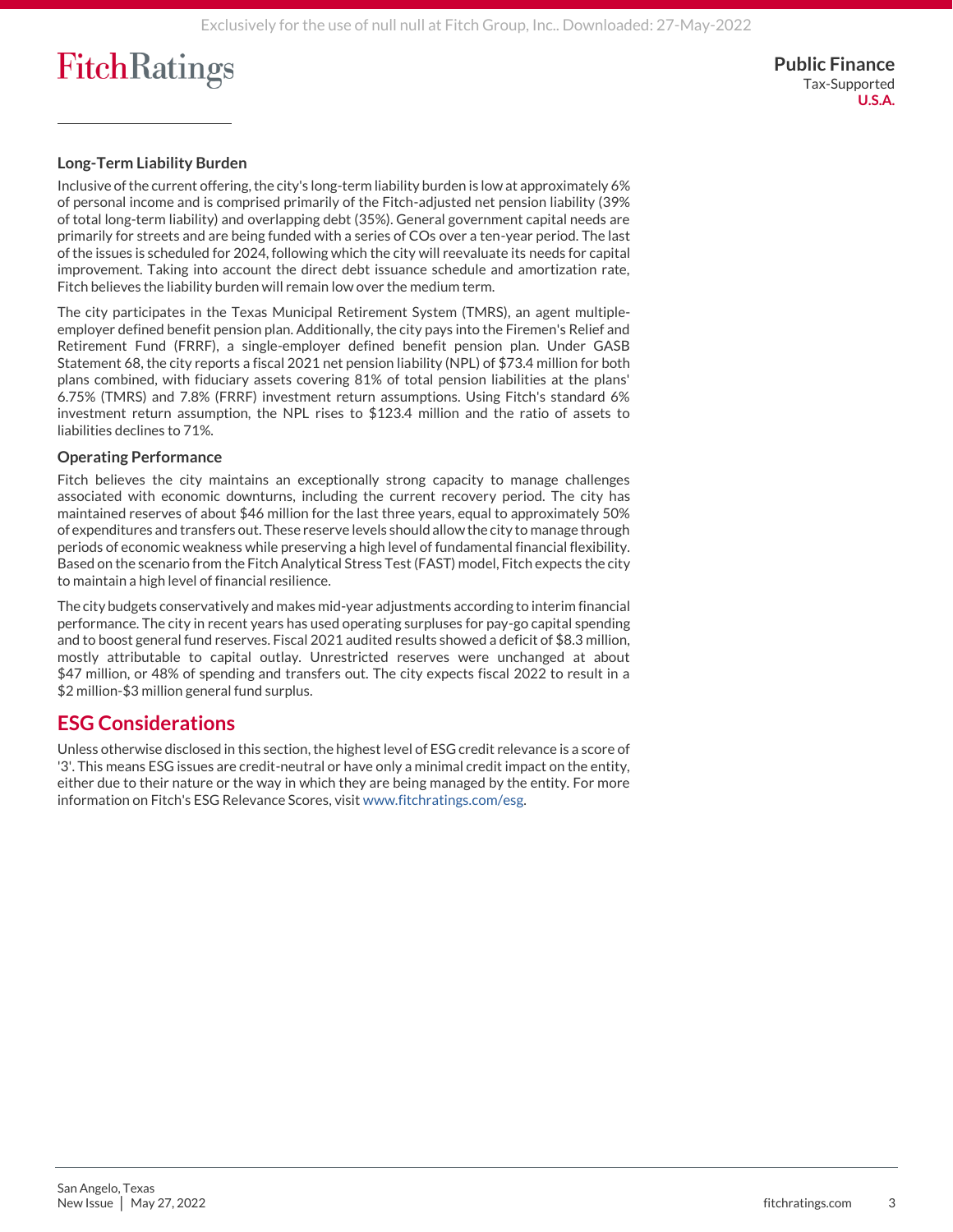### Long-Term Liability Burden

Inclusive of the current offering, the city's long-term liability burden is low at approximately 6% of personal income and is comprised primarily of the Fitch-adjusted net pension liability (39% of total long-term liability) and overlapping debt (35%). General government capital needs are primarily for streets and are being funded with a series of COs over a ten-year period. The last of the issues is scheduled for 2024, following which the city will reevaluate its needs for capital improvement. Taking into account the direct debt issuance schedule and amortization rate, Fitch believes the liability burden will remain low over the medium term.

The city participates in the Texas Municipal Retirement System (TMRS), an agent multiple-employer defined benefit pension plan. Additionally, the city pays into the Firemen's Relief and Retirement Fund (FRRF), a single-employer defined benefit pension plan. Under GASB Statement 68, the city reports a fiscal 2021 net pension liability (NPL) of $73.4 million for both plans combined, with fiduciary assets covering 81% of total pension liabilities at the plans' 6.75% (TMRS) and 7.8% (FRRF) investment return assumptions. Using Fitch's standard 6% investment return assumption, the NPL rises to $123.4 million and the ratio of assets to liabilities declines to 71%.

### Operating Performance

Fitch believes the city maintains an exceptionally strong capacity to manage challenges associated with economic downturns, including the current recovery period. The city has maintained reserves of about $46 million for the last three years, equal to approximately 50% of expenditures and transfers out. These reserve levels should allow the city to manage through periods of economic weakness while preserving a high level of fundamental financial flexibility. Based on the scenario from the Fitch Analytical Stress Test (FAST) model, Fitch expects the city to maintain a high level of financial resilience.

The city budgets conservatively and makes mid-year adjustments according to interim financial performance. The city in recent years has used operating surpluses for pay-go capital spending and to boost general fund reserves. Fiscal 2021 audited results showed a deficit of $8.3 million, mostly attributable to capital outlay. Unrestricted reserves were unchanged at about $47 million, or 48% of spending and transfers out. The city expects fiscal 2022 to result in a $2 million-$3 million general fund surplus.

## ESG Considerations

Unless otherwise disclosed in this section, the highest level of ESG credit relevance is a score of '3'. This means ESG issues are credit-neutral or have only a minimal credit impact on the entity, either due to their nature or the way in which they are being managed by the entity. For more information on Fitch's ESG Relevance Scores, visit www.fitchratings.com/esg.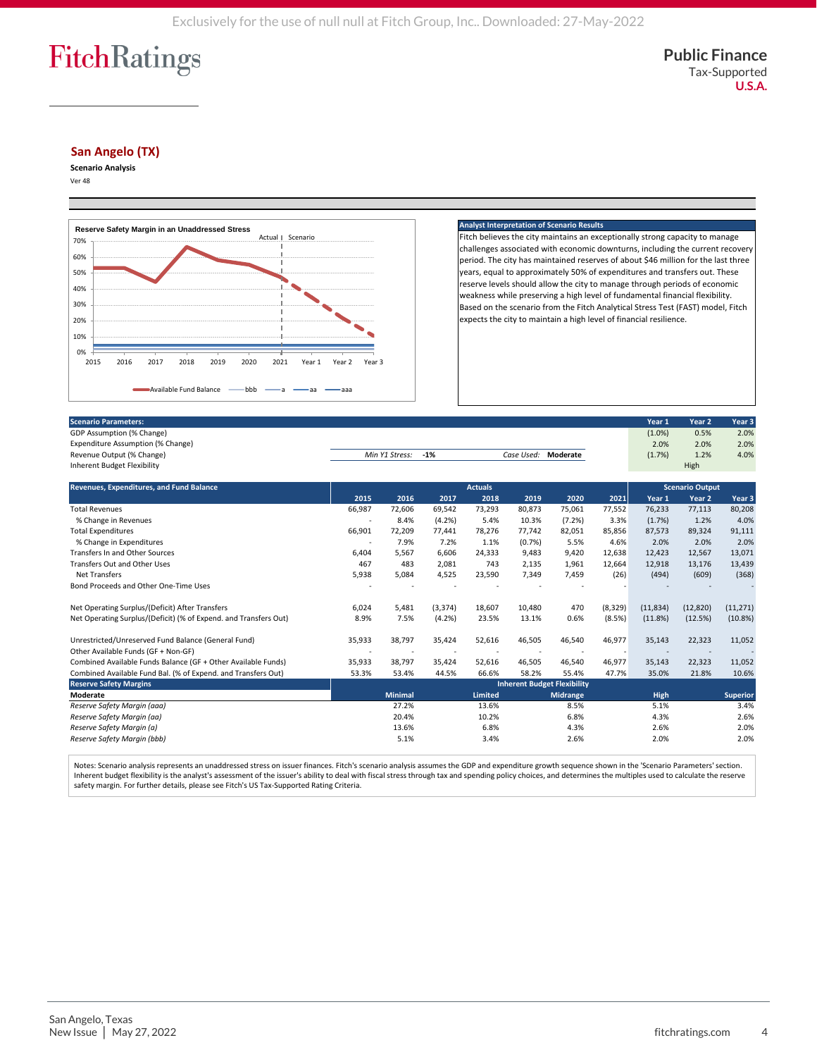# San Angelo (TX)

**Scenario Analysis**

Ver 48

**Reserve Safety Margin in an Unaddressed Stress**

Actual | Scenario

Available Fund Balance — bbb — a — aa — aaa

**Analyst Interpretation of Scenario Results**

Fitch believes the city maintains an exceptionally strong capacity to manage challenges associated with economic downturns, including the current recovery period. The city has maintained reserves of about $46 million for the last three years, equal to approximately 50% of expenditures and transfers out. These reserve levels should allow the city to manage through periods of economic weakness while preserving a high level of fundamental financial flexibility. Based on the scenario from the Fitch Analytical Stress Test (FAST) model, Fitch expects the city to maintain a high level of financial resilience.

| Scenario Parameters: | | | | Year 1 | Year 2 | Year 3 |
|---|---|---|---|---|---|---|
| GDP Assumption (% Change) | | | | (1.0%) | 0.5% | 2.0% |
| Expenditure Assumption (% Change) | | | | 2.0% | 2.0% | 2.0% |
| Revenue Output (% Change) | Min Y1 Stress: -1% | | Case Used: Moderate | (1.7%) | 1.2% | 4.0% |
| Inherent Budget Flexibility | | | | | High | |

| Revenues, Expenditures, and Fund Balance | 2015 | 2016 | 2017 | 2018 | 2019 | 2020 | 2021 | Year 1 | Year 2 | Year 3 |
|---|---|---|---|---|---|---|---|---|---|---|
| | Actuals | | | | | | | Scenario Output | | |
| Total Revenues | 66,987 | 72,606 | 69,542 | 73,293 | 80,873 | 75,061 | 77,552 | 76,233 | 77,113 | 80,208 |
| % Change in Revenues | - | 8.4% | (4.2%) | 5.4% | 10.3% | (7.2%) | 3.3% | (1.7%) | 1.2% | 4.0% |
| Total Expenditures | 66,901 | 72,209 | 77,441 | 78,276 | 77,742 | 82,051 | 85,856 | 87,573 | 89,324 | 91,111 |
| % Change in Expenditures | - | 7.9% | 7.2% | 1.1% | (0.7%) | 5.5% | 4.6% | 2.0% | 2.0% | 2.0% |
| Transfers In and Other Sources | 6,404 | 5,567 | 6,606 | 24,333 | 9,483 | 9,420 | 12,638 | 12,423 | 12,567 | 13,071 |
| Transfers Out and Other Uses | 467 | 483 | 2,081 | 743 | 2,135 | 1,961 | 12,664 | 12,918 | 13,176 | 13,439 |
| Net Transfers | 5,938 | 5,084 | 4,525 | 23,590 | 7,349 | 7,459 | (26) | (494) | (609) | (368) |
| Bond Proceeds and Other One-Time Uses | - | - | - | - | - | - | - | - | - | - |
| | | | | | | | | | | |
| Net Operating Surplus/(Deficit) After Transfers | 6,024 | 5,481 | (3,374) | 18,607 | 10,480 | 470 | (8,329) | (11,834) | (12,820) | (11,271) |
| Net Operating Surplus/(Deficit) (% of Expend. and Transfers Out) | 8.9% | 7.5% | (4.2%) | 23.5% | 13.1% | 0.6% | (8.5%) | (11.8%) | (12.5%) | (10.8%) |
| | | | | | | | | | | |
| Unrestricted/Unreserved Fund Balance (General Fund) | 35,933 | 38,797 | 35,424 | 52,616 | 46,505 | 46,540 | 46,977 | 35,143 | 22,323 | 11,052 |
| Other Available Funds (GF + Non-GF) | - | - | - | - | - | - | - | - | - | - |
| Combined Available Funds Balance (GF + Other Available Funds) | 35,933 | 38,797 | 35,424 | 52,616 | 46,505 | 46,540 | 46,977 | 35,143 | 22,323 | 11,052 |
| Combined Available Fund Bal. (% of Expend. and Transfers Out) | 53.3% | 53.4% | 44.5% | 66.6% | 58.2% | 55.4% | 47.7% | 35.0% | 21.8% | 10.6% |

| Reserve Safety Margins | Inherent Budget Flexibility | | | | |
|---|---|---|---|---|---|
| **Moderate** | **Minimal** | **Limited** | **Midrange** | **High** | **Superior** |
| *Reserve Safety Margin (aaa)* | 27.2% | 13.6% | 8.5% | 5.1% | 3.4% |
| *Reserve Safety Margin (aa)* | 20.4% | 10.2% | 6.8% | 4.3% | 2.6% |
| *Reserve Safety Margin (a)* | 13.6% | 6.8% | 4.3% | 2.6% | 2.0% |
| *Reserve Safety Margin (bbb)* | 5.1% | 3.4% | 2.6% | 2.0% | 2.0% |

Notes: Scenario analysis represents an unaddressed stress on issuer finances. Fitch's scenario analysis assumes the GDP and expenditure growth sequence shown in the 'Scenario Parameters' section. Inherent budget flexibility is the analyst's assessment of the issuer's ability to deal with fiscal stress through tax and spending policy choices, and determines the multiples used to calculate the reserve safety margin. For further details, please see Fitch's US Tax-Supported Rating Criteria.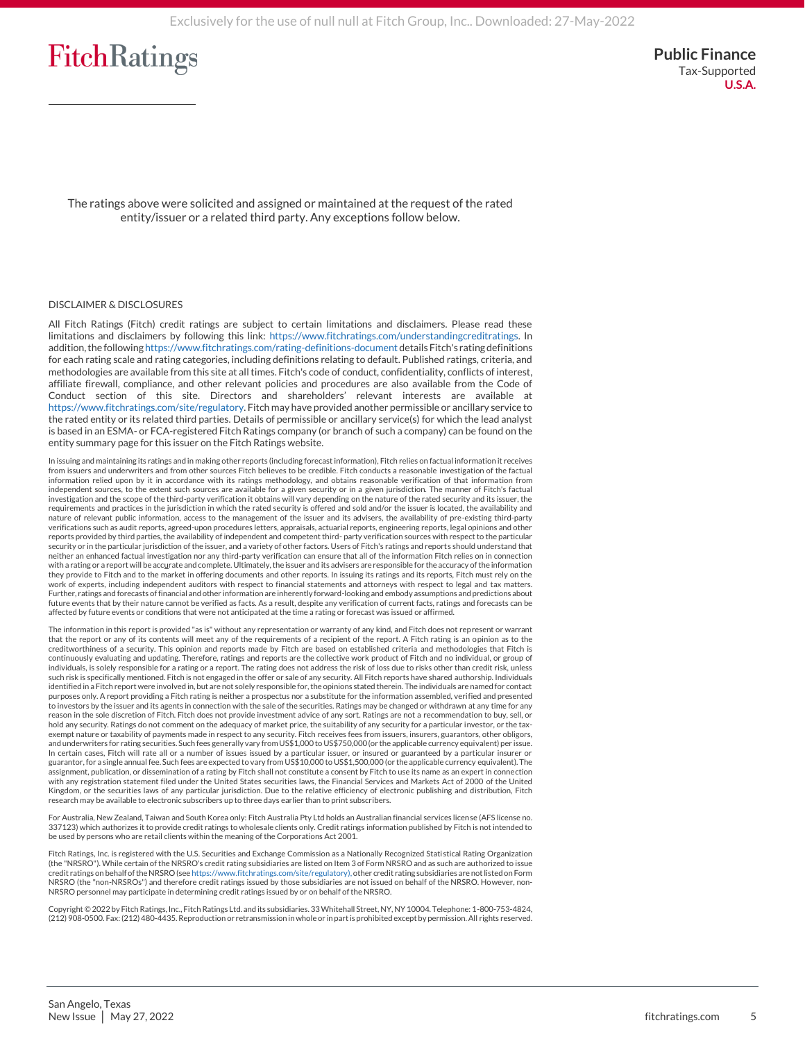The ratings above were solicited and assigned or maintained at the request of the rated entity/issuer or a related third party. Any exceptions follow below.

DISCLAIMER & DISCLOSURES

All Fitch Ratings (Fitch) credit ratings are subject to certain limitations and disclaimers. Please read these limitations and disclaimers by following this link: https://www.fitchratings.com/understandingcreditratings. In addition, the following https://www.fitchratings.com/rating-definitions-document details Fitch's rating definitions for each rating scale and rating categories, including definitions relating to default. Published ratings, criteria, and methodologies are available from this site at all times. Fitch's code of conduct, confidentiality, conflicts of interest, affiliate firewall, compliance, and other relevant policies and procedures are also available from the Code of Conduct section of this site. Directors and shareholders' relevant interests are available at https://www.fitchratings.com/site/regulatory. Fitch may have provided another permissible or ancillary service to the rated entity or its related third parties. Details of permissible or ancillary service(s) for which the lead analyst is based in an ESMA- or FCA-registered Fitch Ratings company (or branch of such a company) can be found on the entity summary page for this issuer on the Fitch Ratings website.

In issuing and maintaining its ratings and in making other reports (including forecast information), Fitch relies on factual information it receives from issuers and underwriters and from other sources Fitch believes to be credible. Fitch conducts a reasonable investigation of the factual information relied upon by it in accordance with its ratings methodology, and obtains reasonable verification of that information from independent sources, to the extent such sources are available for a given security or in a given jurisdiction. The manner of Fitch's factual investigation and the scope of the third-party verification it obtains will vary depending on the nature of the rated security and its issuer, the requirements and practices in the jurisdiction in which the rated security is offered and sold and/or the issuer is located, the availability and nature of relevant public information, access to the management of the issuer and its advisers, the availability of pre-existing third-party verifications such as audit reports, agreed-upon procedures letters, appraisals, actuarial reports, engineering reports, legal opinions and other reports provided by third parties, the availability of independent and competent third- party verification sources with respect to the particular security or in the particular jurisdiction of the issuer, and a variety of other factors. Users of Fitch's ratings and reports should understand that neither an enhanced factual investigation nor any third-party verification can ensure that all of the information Fitch relies on in connection with a rating or a report will be accurate and complete. Ultimately, the issuer and its advisers are responsible for the accuracy of the information they provide to Fitch and to the market in offering documents and other reports. In issuing its ratings and its reports, Fitch must rely on the work of experts, including independent auditors with respect to financial statements and attorneys with respect to legal and tax matters. Further, ratings and forecasts of financial and other information are inherently forward-looking and embody assumptions and predictions about future events that by their nature cannot be verified as facts. As a result, despite any verification of current facts, ratings and forecasts can be affected by future events or conditions that were not anticipated at the time a rating or forecast was issued or affirmed.

The information in this report is provided "as is" without any representation or warranty of any kind, and Fitch does not represent or warrant that the report or any of its contents will meet any of the requirements of a recipient of the report. A Fitch rating is an opinion as to the creditworthiness of a security. This opinion and reports made by Fitch are based on established criteria and methodologies that Fitch is continuously evaluating and updating. Therefore, ratings and reports are the collective work product of Fitch and no individual, or group of individuals, is solely responsible for a rating or a report. The rating does not address the risk of loss due to risks other than credit risk, unless such risk is specifically mentioned. Fitch is not engaged in the offer or sale of any security. All Fitch reports have shared authorship. Individuals identified in a Fitch report were involved in, but are not solely responsible for, the opinions stated therein. The individuals are named for contact purposes only. A report providing a Fitch rating is neither a prospectus nor a substitute for the information assembled, verified and presented to investors by the issuer and its agents in connection with the sale of the securities. Ratings may be changed or withdrawn at any time for any reason in the sole discretion of Fitch. Fitch does not provide investment advice of any sort. Ratings are not a recommendation to buy, sell, or hold any security. Ratings do not comment on the adequacy of market price, the suitability of any security for a particular investor, or the tax-exempt nature or taxability of payments made in respect to any security. Fitch receives fees from issuers, insurers, guarantors, other obligors, and underwriters for rating securities. Such fees generally vary from US$1,000 to US$750,000 (or the applicable currency equivalent) per issue. In certain cases, Fitch will rate all or a number of issues issued by a particular issuer, or insured or guaranteed by a particular insurer or guarantor, for a single annual fee. Such fees are expected to vary from US$10,000 to US$1,500,000 (or the applicable currency equivalent). The assignment, publication, or dissemination of a rating by Fitch shall not constitute a consent by Fitch to use its name as an expert in connection with any registration statement filed under the United States securities laws, the Financial Services and Markets Act of 2000 of the United Kingdom, or the securities laws of any particular jurisdiction. Due to the relative efficiency of electronic publishing and distribution, Fitch research may be available to electronic subscribers up to three days earlier than to print subscribers.

For Australia, New Zealand, Taiwan and South Korea only: Fitch Australia Pty Ltd holds an Australian financial services license (AFS license no. 337123) which authorizes it to provide credit ratings to wholesale clients only. Credit ratings information published by Fitch is not intended to be used by persons who are retail clients within the meaning of the Corporations Act 2001.

Fitch Ratings, Inc. is registered with the U.S. Securities and Exchange Commission as a Nationally Recognized Statistical Rating Organization (the "NRSRO"). While certain of the NRSRO's credit rating subsidiaries are listed on Item 3 of Form NRSRO and as such are authorized to issue credit ratings on behalf of the NRSRO (see https://www.fitchratings.com/site/regulatory), other credit rating subsidiaries are not listed on Form NRSRO (the "non-NRSROs") and therefore credit ratings issued by those subsidiaries are not issued on behalf of the NRSRO. However, non-NRSRO personnel may participate in determining credit ratings issued by or on behalf of the NRSRO.

Copyright © 2022 by Fitch Ratings, Inc., Fitch Ratings Ltd. and its subsidiaries. 33 Whitehall Street, NY, NY 10004. Telephone: 1-800-753-4824, (212) 908-0500. Fax: (212) 480-4435. Reproduction or retransmission in whole or in part is prohibited except by permission. All rights reserved.